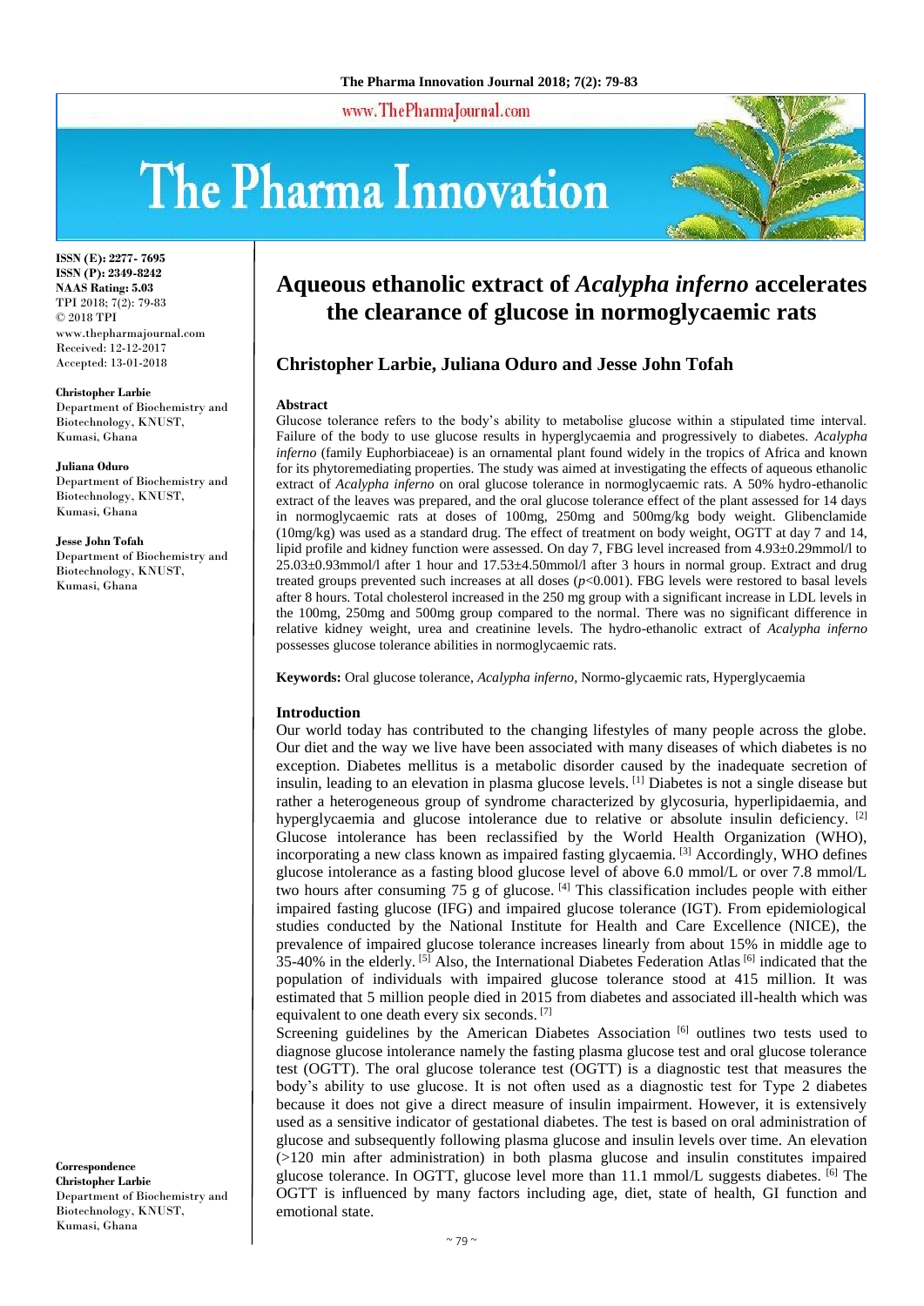# Aqueous ethanolic extract of *Acalypha inferno* accelerates the clearance of glucose in normoglycaemic rats

**Christopher Larbie, Juliana Oduro and Jesse John Tofah**

ISSN (E): 2277- 7695
ISSN (P): 2349-8242
NAAS Rating: 5.03
TPI 2018; 7(2): 79-83
© 2018 TPI
www.thepharmajournal.com
Received: 12-12-2017
Accepted: 13-01-2018

**Christopher Larbie**
Department of Biochemistry and Biotechnology, KNUST, Kumasi, Ghana

**Juliana Oduro**
Department of Biochemistry and Biotechnology, KNUST, Kumasi, Ghana

**Jesse John Tofah**
Department of Biochemistry and Biotechnology, KNUST, Kumasi, Ghana

**Correspondence**
**Christopher Larbie**
Department of Biochemistry and Biotechnology, KNUST, Kumasi, Ghana

### Abstract

Glucose tolerance refers to the body's ability to metabolise glucose within a stipulated time interval. Failure of the body to use glucose results in hyperglycaemia and progressively to diabetes. *Acalypha inferno* (family Euphorbiaceae) is an ornamental plant found widely in the tropics of Africa and known for its phytoremediating properties. The study was aimed at investigating the effects of aqueous ethanolic extract of *Acalypha inferno* on oral glucose tolerance in normoglycaemic rats. A 50% hydro-ethanolic extract of the leaves was prepared, and the oral glucose tolerance effect of the plant assessed for 14 days in normoglycaemic rats at doses of 100mg, 250mg and 500mg/kg body weight. Glibenclamide (10mg/kg) was used as a standard drug. The effect of treatment on body weight, OGTT at day 7 and 14, lipid profile and kidney function were assessed. On day 7, FBG level increased from 4.93±0.29mmol/l to 25.03±0.93mmol/l after 1 hour and 17.53±4.50mmol/l after 3 hours in normal group. Extract and drug treated groups prevented such increases at all doses ($p<0.001$). FBG levels were restored to basal levels after 8 hours. Total cholesterol increased in the 250 mg group with a significant increase in LDL levels in the 100mg, 250mg and 500mg group compared to the normal. There was no significant difference in relative kidney weight, urea and creatinine levels. The hydro-ethanolic extract of *Acalypha inferno* possesses glucose tolerance abilities in normoglycaemic rats.

**Keywords:** Oral glucose tolerance, *Acalypha inferno*, Normo-glycaemic rats, Hyperglycaemia

### Introduction

Our world today has contributed to the changing lifestyles of many people across the globe. Our diet and the way we live have been associated with many diseases of which diabetes is no exception. Diabetes mellitus is a metabolic disorder caused by the inadequate secretion of insulin, leading to an elevation in plasma glucose levels. [1] Diabetes is not a single disease but rather a heterogeneous group of syndrome characterized by glycosuria, hyperlipidaemia, and hyperglycaemia and glucose intolerance due to relative or absolute insulin deficiency. [2] Glucose intolerance has been reclassified by the World Health Organization (WHO), incorporating a new class known as impaired fasting glycaemia. [3] Accordingly, WHO defines glucose intolerance as a fasting blood glucose level of above 6.0 mmol/L or over 7.8 mmol/L two hours after consuming 75 g of glucose. [4] This classification includes people with either impaired fasting glucose (IFG) and impaired glucose tolerance (IGT). From epidemiological studies conducted by the National Institute for Health and Care Excellence (NICE), the prevalence of impaired glucose tolerance increases linearly from about 15% in middle age to 35-40% in the elderly. [5] Also, the International Diabetes Federation Atlas [6] indicated that the population of individuals with impaired glucose tolerance stood at 415 million. It was estimated that 5 million people died in 2015 from diabetes and associated ill-health which was equivalent to one death every six seconds. [7]

Screening guidelines by the American Diabetes Association [6] outlines two tests used to diagnose glucose intolerance namely the fasting plasma glucose test and oral glucose tolerance test (OGTT). The oral glucose tolerance test (OGTT) is a diagnostic test that measures the body's ability to use glucose. It is not often used as a diagnostic test for Type 2 diabetes because it does not give a direct measure of insulin impairment. However, it is extensively used as a sensitive indicator of gestational diabetes. The test is based on oral administration of glucose and subsequently following plasma glucose and insulin levels over time. An elevation (>120 min after administration) in both plasma glucose and insulin constitutes impaired glucose tolerance. In OGTT, glucose level more than 11.1 mmol/L suggests diabetes. [6] The OGTT is influenced by many factors including age, diet, state of health, GI function and emotional state.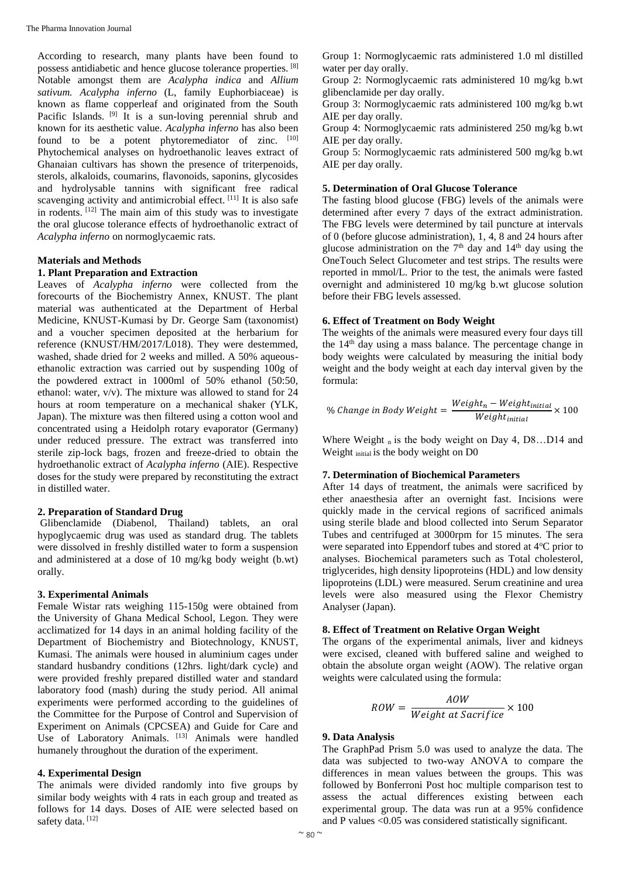According to research, many plants have been found to possess antidiabetic and hence glucose tolerance properties. [8] Notable amongst them are *Acalypha indica* and *Allium sativum. Acalypha inferno* (L, family Euphorbiaceae) is known as flame copperleaf and originated from the South Pacific Islands. [9] It is a sun-loving perennial shrub and known for its aesthetic value. *Acalypha inferno* has also been found to be a potent phytoremediator of zinc. [10] Phytochemical analyses on hydroethanolic leaves extract of Ghanaian cultivars has shown the presence of triterpenoids, sterols, alkaloids, coumarins, flavonoids, saponins, glycosides and hydrolysable tannins with significant free radical scavenging activity and antimicrobial effect. [11] It is also safe in rodents. [12] The main aim of this study was to investigate the oral glucose tolerance effects of hydroethanolic extract of *Acalypha inferno* on normoglycaemic rats.

## Materials and Methods

### 1. Plant Preparation and Extraction

Leaves of *Acalypha inferno* were collected from the forecourts of the Biochemistry Annex, KNUST. The plant material was authenticated at the Department of Herbal Medicine, KNUST-Kumasi by Dr. George Sam (taxonomist) and a voucher specimen deposited at the herbarium for reference (KNUST/HM/2017/L018). They were destemmed, washed, shade dried for 2 weeks and milled. A 50% aqueous-ethanolic extraction was carried out by suspending 100g of the powdered extract in 1000ml of 50% ethanol (50:50, ethanol: water, v/v). The mixture was allowed to stand for 24 hours at room temperature on a mechanical shaker (YLK, Japan). The mixture was then filtered using a cotton wool and concentrated using a Heidolph rotary evaporator (Germany) under reduced pressure. The extract was transferred into sterile zip-lock bags, frozen and freeze-dried to obtain the hydroethanolic extract of *Acalypha inferno* (AIE). Respective doses for the study were prepared by reconstituting the extract in distilled water.

### 2. Preparation of Standard Drug

Glibenclamide (Diabenol, Thailand) tablets, an oral hypoglycaemic drug was used as standard drug. The tablets were dissolved in freshly distilled water to form a suspension and administered at a dose of 10 mg/kg body weight (b.wt) orally.

### 3. Experimental Animals

Female Wistar rats weighing 115-150g were obtained from the University of Ghana Medical School, Legon. They were acclimatized for 14 days in an animal holding facility of the Department of Biochemistry and Biotechnology, KNUST, Kumasi. The animals were housed in aluminium cages under standard husbandry conditions (12hrs. light/dark cycle) and were provided freshly prepared distilled water and standard laboratory food (mash) during the study period. All animal experiments were performed according to the guidelines of the Committee for the Purpose of Control and Supervision of Experiment on Animals (CPCSEA) and Guide for Care and Use of Laboratory Animals. [13] Animals were handled humanely throughout the duration of the experiment.

### 4. Experimental Design

The animals were divided randomly into five groups by similar body weights with 4 rats in each group and treated as follows for 14 days. Doses of AIE were selected based on safety data. [12]

Group 1: Normoglycaemic rats administered 1.0 ml distilled water per day orally.

Group 2: Normoglycaemic rats administered 10 mg/kg b.wt glibenclamide per day orally.

Group 3: Normoglycaemic rats administered 100 mg/kg b.wt AIE per day orally.

Group 4: Normoglycaemic rats administered 250 mg/kg b.wt AIE per day orally.

Group 5: Normoglycaemic rats administered 500 mg/kg b.wt AIE per day orally.

### 5. Determination of Oral Glucose Tolerance

The fasting blood glucose (FBG) levels of the animals were determined after every 7 days of the extract administration. The FBG levels were determined by tail puncture at intervals of 0 (before glucose administration), 1, 4, 8 and 24 hours after glucose administration on the 7th day and 14th day using the OneTouch Select Glucometer and test strips. The results were reported in mmol/L. Prior to the test, the animals were fasted overnight and administered 10 mg/kg b.wt glucose solution before their FBG levels assessed.

### 6. Effect of Treatment on Body Weight

The weights of the animals were measured every four days till the 14th day using a mass balance. The percentage change in body weights were calculated by measuring the initial body weight and the body weight at each day interval given by the formula:

$$\%\ Change\ in\ Body\ Weight = \frac{Weight_n - Weight_{initial}}{Weight_{initial}} \times 100$$

Where $Weight_n$ is the body weight on Day 4, D8…D14 and $Weight_{initial}$ is the body weight on D0

### 7. Determination of Biochemical Parameters

After 14 days of treatment, the animals were sacrificed by ether anaesthesia after an overnight fast. Incisions were quickly made in the cervical regions of sacrificed animals using sterile blade and blood collected into Serum Separator Tubes and centrifuged at 3000rpm for 15 minutes. The sera were separated into Eppendorf tubes and stored at 4°C prior to analyses. Biochemical parameters such as Total cholesterol, triglycerides, high density lipoproteins (HDL) and low density lipoproteins (LDL) were measured. Serum creatinine and urea levels were also measured using the Flexor Chemistry Analyser (Japan).

### 8. Effect of Treatment on Relative Organ Weight

The organs of the experimental animals, liver and kidneys were excised, cleaned with buffered saline and weighed to obtain the absolute organ weight (AOW). The relative organ weights were calculated using the formula:

$$ROW = \frac{AOW}{Weight\ at\ Sacrifice} \times 100$$

### 9. Data Analysis

The GraphPad Prism 5.0 was used to analyze the data. The data was subjected to two-way ANOVA to compare the differences in mean values between the groups. This was followed by Bonferroni Post hoc multiple comparison test to assess the actual differences existing between each experimental group. The data was run at a 95% confidence and P values <0.05 was considered statistically significant.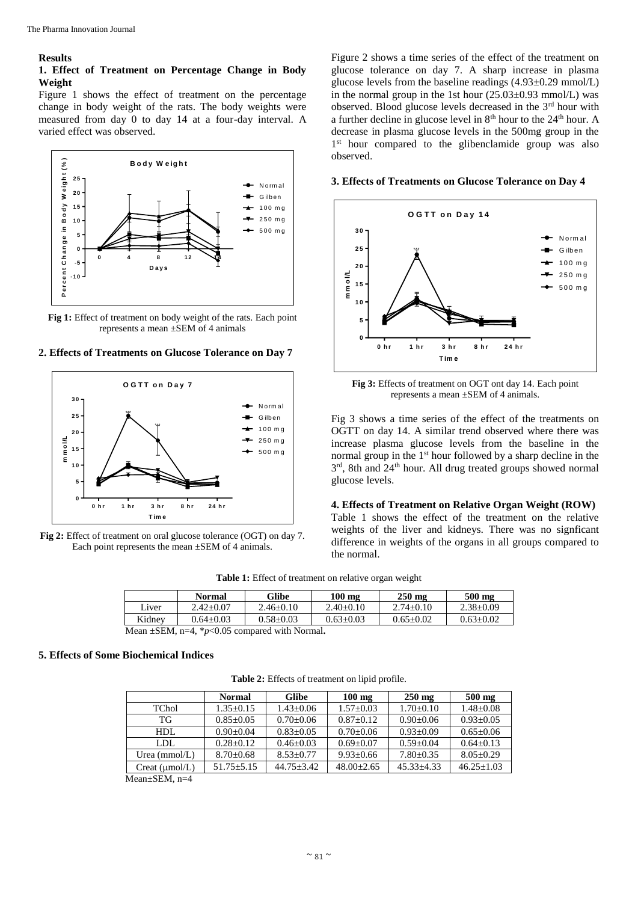## Results

### 1. Effect of Treatment on Percentage Change in Body Weight

Figure 1 shows the effect of treatment on the percentage change in body weight of the rats. The body weights were measured from day 0 to day 14 at a four-day interval. A varied effect was observed.

**Fig 1:** Effect of treatment on body weight of the rats. Each point represents a mean ±SEM of 4 animals

### 2. Effects of Treatments on Glucose Tolerance on Day 7

**Fig 2:** Effect of treatment on oral glucose tolerance (OGT) on day 7. Each point represents the mean ±SEM of 4 animals.

Figure 2 shows a time series of the effect of the treatment on glucose tolerance on day 7. A sharp increase in plasma glucose levels from the baseline readings (4.93±0.29 mmol/L) in the normal group in the 1st hour (25.03±0.93 mmol/L) was observed. Blood glucose levels decreased in the 3rd hour with a further decline in glucose level in 8th hour to the 24th hour. A decrease in plasma glucose levels in the 500mg group in the 1st hour compared to the glibenclamide group was also observed.

### 3. Effects of Treatments on Glucose Tolerance on Day 4

**Fig 3:** Effects of treatment on OGT ont day 14. Each point represents a mean ±SEM of 4 animals.

Fig 3 shows a time series of the effect of the treatments on OGTT on day 14. A similar trend observed where there was increase plasma glucose levels from the baseline in the normal group in the 1st hour followed by a sharp decline in the 3rd, 8th and 24th hour. All drug treated groups showed normal glucose levels.

### 4. Effects of Treatment on Relative Organ Weight (ROW)

Table 1 shows the effect of the treatment on the relative weights of the liver and kidneys. There was no signficant difference in weights of the organs in all groups compared to the normal.

**Table 1:** Effect of treatment on relative organ weight

| | Normal | Glibe | 100 mg | 250 mg | 500 mg |
|---|---|---|---|---|---|
| Liver | 2.42±0.07 | 2.46±0.10 | 2.40±0.10 | 2.74±0.10 | 2.38±0.09 |
| Kidney | 0.64±0.03 | 0.58±0.03 | 0.63±0.03 | 0.65±0.02 | 0.63±0.02 |

Mean ±SEM, n=4, \*$p<0.05$ compared with Normal**.**

### 5. Effects of Some Biochemical Indices

**Table 2:** Effects of treatment on lipid profile.

| | Normal | Glibe | 100 mg | 250 mg | 500 mg |
|---|---|---|---|---|---|
| TChol | 1.35±0.15 | 1.43±0.06 | 1.57±0.03 | 1.70±0.10 | 1.48±0.08 |
| TG | 0.85±0.05 | 0.70±0.06 | 0.87±0.12 | 0.90±0.06 | 0.93±0.05 |
| HDL | 0.90±0.04 | 0.83±0.05 | 0.70±0.06 | 0.93±0.09 | 0.65±0.06 |
| LDL | 0.28±0.12 | 0.46±0.03 | 0.69±0.07 | 0.59±0.04 | 0.64±0.13 |
| Urea (mmol/L) | 8.70±0.68 | 8.53±0.77 | 9.93±0.66 | 7.80±0.35 | 8.05±0.29 |
| Creat (µmol/L) | 51.75±5.15 | 44.75±3.42 | 48.00±2.65 | 45.33±4.33 | 46.25±1.03 |

Mean±SEM, n=4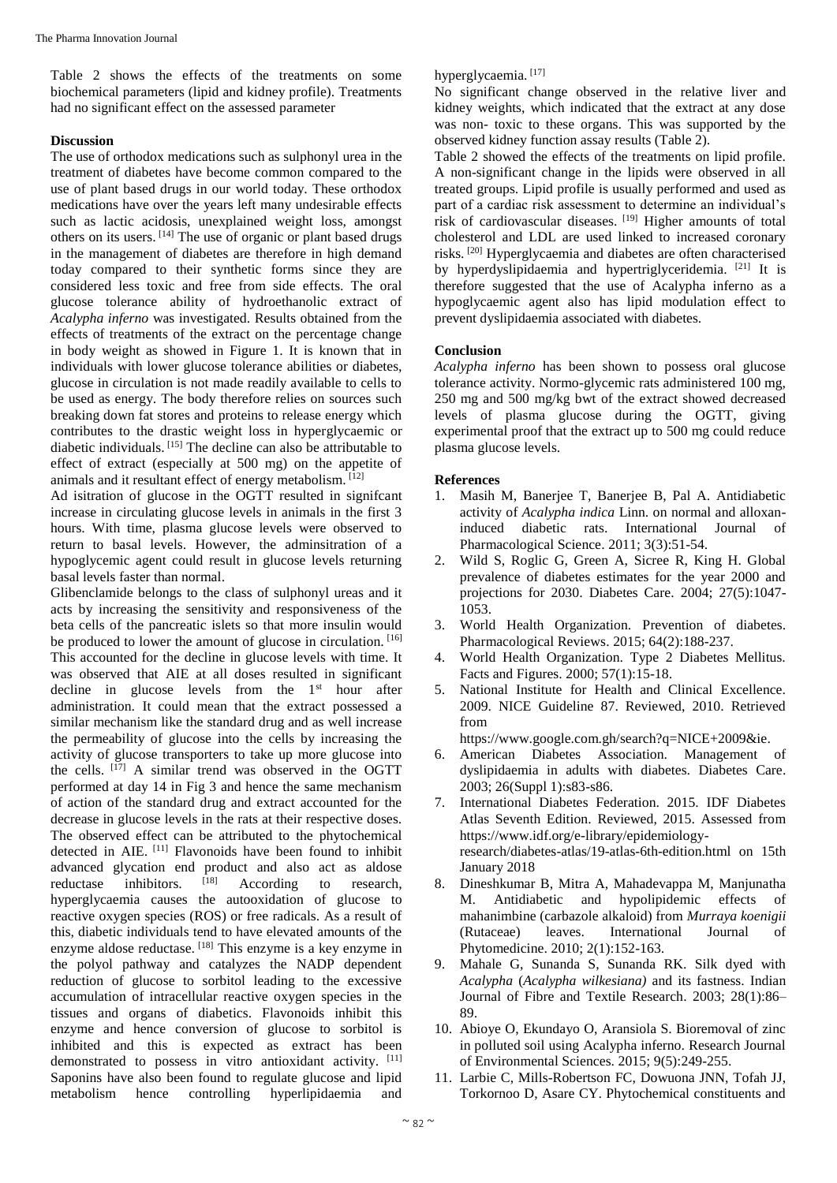Table 2 shows the effects of the treatments on some biochemical parameters (lipid and kidney profile). Treatments had no significant effect on the assessed parameter

## Discussion

The use of orthodox medications such as sulphonyl urea in the treatment of diabetes have become common compared to the use of plant based drugs in our world today. These orthodox medications have over the years left many undesirable effects such as lactic acidosis, unexplained weight loss, amongst others on its users. [14] The use of organic or plant based drugs in the management of diabetes are therefore in high demand today compared to their synthetic forms since they are considered less toxic and free from side effects. The oral glucose tolerance ability of hydroethanolic extract of *Acalypha inferno* was investigated. Results obtained from the effects of treatments of the extract on the percentage change in body weight as showed in Figure 1. It is known that in individuals with lower glucose tolerance abilities or diabetes, glucose in circulation is not made readily available to cells to be used as energy. The body therefore relies on sources such breaking down fat stores and proteins to release energy which contributes to the drastic weight loss in hyperglycaemic or diabetic individuals. [15] The decline can also be attributable to effect of extract (especially at 500 mg) on the appetite of animals and it resultant effect of energy metabolism. [12]

Ad isitration of glucose in the OGTT resulted in signifcant increase in circulating glucose levels in animals in the first 3 hours. With time, plasma glucose levels were observed to return to basal levels. However, the adminsitration of a hypoglycemic agent could result in glucose levels returning basal levels faster than normal.

Glibenclamide belongs to the class of sulphonyl ureas and it acts by increasing the sensitivity and responsiveness of the beta cells of the pancreatic islets so that more insulin would be produced to lower the amount of glucose in circulation. [16] This accounted for the decline in glucose levels with time. It was observed that AIE at all doses resulted in significant decline in glucose levels from the 1st hour after administration. It could mean that the extract possessed a similar mechanism like the standard drug and as well increase the permeability of glucose into the cells by increasing the activity of glucose transporters to take up more glucose into the cells. [17] A similar trend was observed in the OGTT performed at day 14 in Fig 3 and hence the same mechanism of action of the standard drug and extract accounted for the decrease in glucose levels in the rats at their respective doses. The observed effect can be attributed to the phytochemical detected in AIE. [11] Flavonoids have been found to inhibit advanced glycation end product and also act as aldose reductase inhibitors. [18] According to research, hyperglycaemia causes the autooxidation of glucose to reactive oxygen species (ROS) or free radicals. As a result of this, diabetic individuals tend to have elevated amounts of the enzyme aldose reductase. [18] This enzyme is a key enzyme in the polyol pathway and catalyzes the NADP dependent reduction of glucose to sorbitol leading to the excessive accumulation of intracellular reactive oxygen species in the tissues and organs of diabetics. Flavonoids inhibit this enzyme and hence conversion of glucose to sorbitol is inhibited and this is expected as extract has been demonstrated to possess in vitro antioxidant activity. [11] Saponins have also been found to regulate glucose and lipid metabolism hence controlling hyperlipidaemia and hyperglycaemia. [17]

No significant change observed in the relative liver and kidney weights, which indicated that the extract at any dose was non- toxic to these organs. This was supported by the observed kidney function assay results (Table 2).

Table 2 showed the effects of the treatments on lipid profile. A non-significant change in the lipids were observed in all treated groups. Lipid profile is usually performed and used as part of a cardiac risk assessment to determine an individual's risk of cardiovascular diseases. [19] Higher amounts of total cholesterol and LDL are used linked to increased coronary risks. [20] Hyperglycaemia and diabetes are often characterised by hyperdyslipidaemia and hypertriglyceridemia. [21] It is therefore suggested that the use of Acalypha inferno as a hypoglycaemic agent also has lipid modulation effect to prevent dyslipidaemia associated with diabetes.

## Conclusion

*Acalypha inferno* has been shown to possess oral glucose tolerance activity. Normo-glycemic rats administered 100 mg, 250 mg and 500 mg/kg bwt of the extract showed decreased levels of plasma glucose during the OGTT, giving experimental proof that the extract up to 500 mg could reduce plasma glucose levels.

## References

1. Masih M, Banerjee T, Banerjee B, Pal A. Antidiabetic activity of *Acalypha indica* Linn. on normal and alloxan-induced diabetic rats. International Journal of Pharmacological Science. 2011; 3(3):51-54.
2. Wild S, Roglic G, Green A, Sicree R, King H. Global prevalence of diabetes estimates for the year 2000 and projections for 2030. Diabetes Care. 2004; 27(5):1047-1053.
3. World Health Organization. Prevention of diabetes. Pharmacological Reviews. 2015; 64(2):188-237.
4. World Health Organization. Type 2 Diabetes Mellitus. Facts and Figures. 2000; 57(1):15-18.
5. National Institute for Health and Clinical Excellence. 2009. NICE Guideline 87. Reviewed, 2010. Retrieved from https://www.google.com.gh/search?q=NICE+2009&ie.
6. American Diabetes Association. Management of dyslipidaemia in adults with diabetes. Diabetes Care. 2003; 26(Suppl 1):s83-s86.
7. International Diabetes Federation. 2015. IDF Diabetes Atlas Seventh Edition. Reviewed, 2015. Assessed from https://www.idf.org/e-library/epidemiology-research/diabetes-atlas/19-atlas-6th-edition.html on 15th January 2018
8. Dineshkumar B, Mitra A, Mahadevappa M, Manjunatha M. Antidiabetic and hypolipidemic effects of mahanimbine (carbazole alkaloid) from *Murraya koenigii* (Rutaceae) leaves. International Journal of Phytomedicine. 2010; 2(1):152-163.
9. Mahale G, Sunanda S, Sunanda RK. Silk dyed with *Acalypha* (*Acalypha wilkesiana)* and its fastness. Indian Journal of Fibre and Textile Research. 2003; 28(1):86–89.
10. Abioye O, Ekundayo O, Aransiola S. Bioremoval of zinc in polluted soil using Acalypha inferno. Research Journal of Environmental Sciences. 2015; 9(5):249-255.
11. Larbie C, Mills-Robertson FC, Dowuona JNN, Tofah JJ, Torkornoo D, Asare CY. Phytochemical constituents and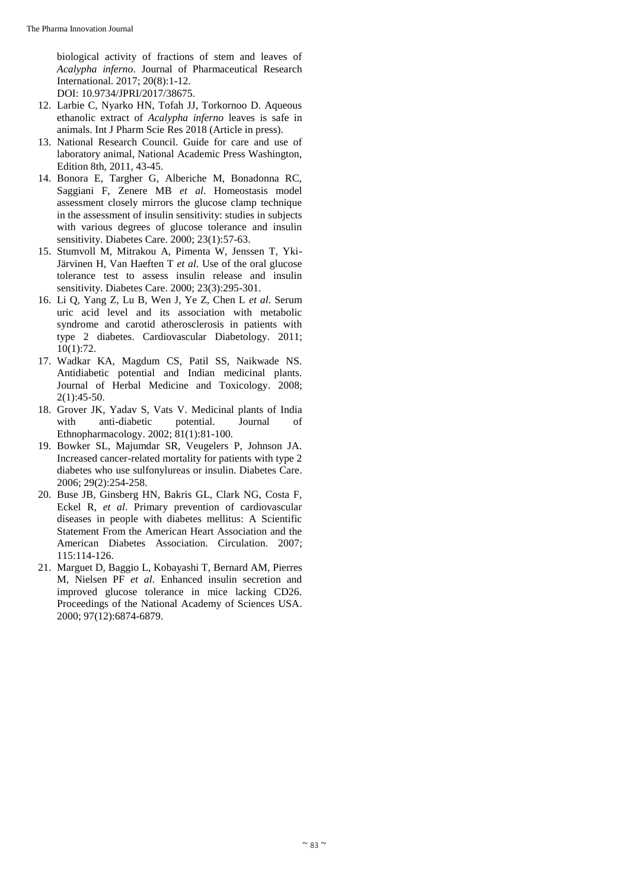biological activity of fractions of stem and leaves of *Acalypha inferno*. Journal of Pharmaceutical Research International. 2017; 20(8):1-12. DOI: 10.9734/JPRI/2017/38675.

12. Larbie C, Nyarko HN, Tofah JJ, Torkornoo D. Aqueous ethanolic extract of *Acalypha inferno* leaves is safe in animals. Int J Pharm Scie Res 2018 (Article in press).
13. National Research Council. Guide for care and use of laboratory animal, National Academic Press Washington, Edition 8th, 2011, 43-45.
14. Bonora E, Targher G, Alberiche M, Bonadonna RC, Saggiani F, Zenere MB *et al*. Homeostasis model assessment closely mirrors the glucose clamp technique in the assessment of insulin sensitivity: studies in subjects with various degrees of glucose tolerance and insulin sensitivity. Diabetes Care. 2000; 23(1):57-63.
15. Stumvoll M, Mitrakou A, Pimenta W, Jenssen T, Yki-Järvinen H, Van Haeften T *et al*. Use of the oral glucose tolerance test to assess insulin release and insulin sensitivity. Diabetes Care. 2000; 23(3):295-301.
16. Li Q, Yang Z, Lu B, Wen J, Ye Z, Chen L *et al*. Serum uric acid level and its association with metabolic syndrome and carotid atherosclerosis in patients with type 2 diabetes. Cardiovascular Diabetology. 2011; 10(1):72.
17. Wadkar KA, Magdum CS, Patil SS, Naikwade NS. Antidiabetic potential and Indian medicinal plants. Journal of Herbal Medicine and Toxicology. 2008; 2(1):45-50.
18. Grover JK, Yadav S, Vats V. Medicinal plants of India with anti-diabetic potential. Journal of Ethnopharmacology. 2002; 81(1):81-100.
19. Bowker SL, Majumdar SR, Veugelers P, Johnson JA. Increased cancer-related mortality for patients with type 2 diabetes who use sulfonylureas or insulin. Diabetes Care. 2006; 29(2):254-258.
20. Buse JB, Ginsberg HN, Bakris GL, Clark NG, Costa F, Eckel R, *et al*. Primary prevention of cardiovascular diseases in people with diabetes mellitus: A Scientific Statement From the American Heart Association and the American Diabetes Association. Circulation. 2007; 115:114-126.
21. Marguet D, Baggio L, Kobayashi T, Bernard AM, Pierres M, Nielsen PF *et al*. Enhanced insulin secretion and improved glucose tolerance in mice lacking CD26. Proceedings of the National Academy of Sciences USA. 2000; 97(12):6874-6879.